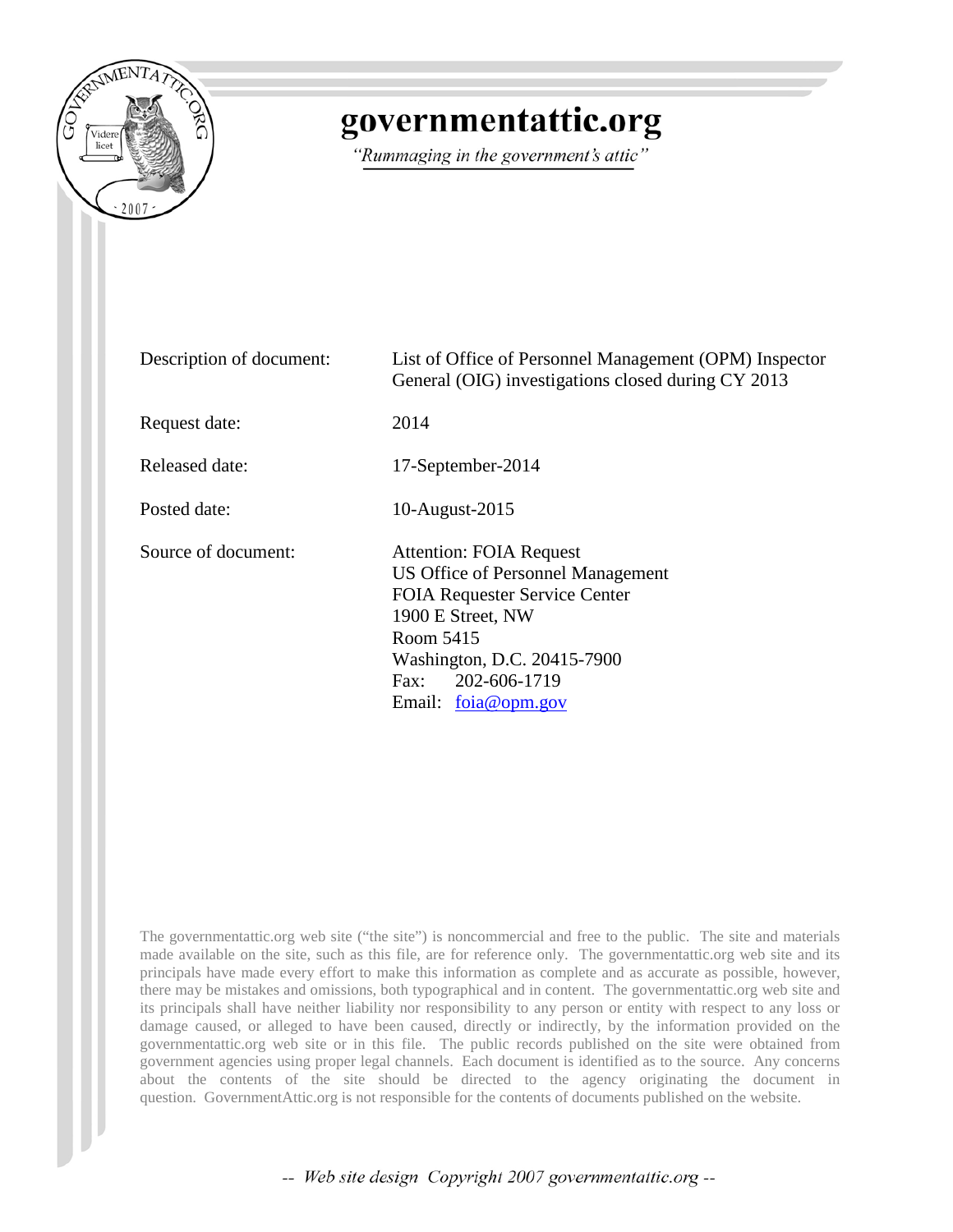# governmentattic.org

*"Rummaging in the government's attic"*

| | |
|---|---|
| Description of document: | List of Office of Personnel Management (OPM) Inspector General (OIG) investigations closed during CY 2013 |
| Request date: | 2014 |
| Released date: | 17-September-2014 |
| Posted date: | 10-August-2015 |
| Source of document: | Attention: FOIA Request<br>US Office of Personnel Management<br>FOIA Requester Service Center<br>1900 E Street, NW<br>Room 5415<br>Washington, D.C. 20415-7900<br>Fax: 202-606-1719<br>Email: foia@opm.gov |

The governmentattic.org web site ("the site") is noncommercial and free to the public. The site and materials made available on the site, such as this file, are for reference only. The governmentattic.org web site and its principals have made every effort to make this information as complete and as accurate as possible, however, there may be mistakes and omissions, both typographical and in content. The governmentattic.org web site and its principals shall have neither liability nor responsibility to any person or entity with respect to any loss or damage caused, or alleged to have been caused, directly or indirectly, by the information provided on the governmentattic.org web site or in this file. The public records published on the site were obtained from government agencies using proper legal channels. Each document is identified as to the source. Any concerns about the contents of the site should be directed to the agency originating the document in question. GovernmentAttic.org is not responsible for the contents of documents published on the website.

*-- Web site design Copyright 2007 governmentattic.org --*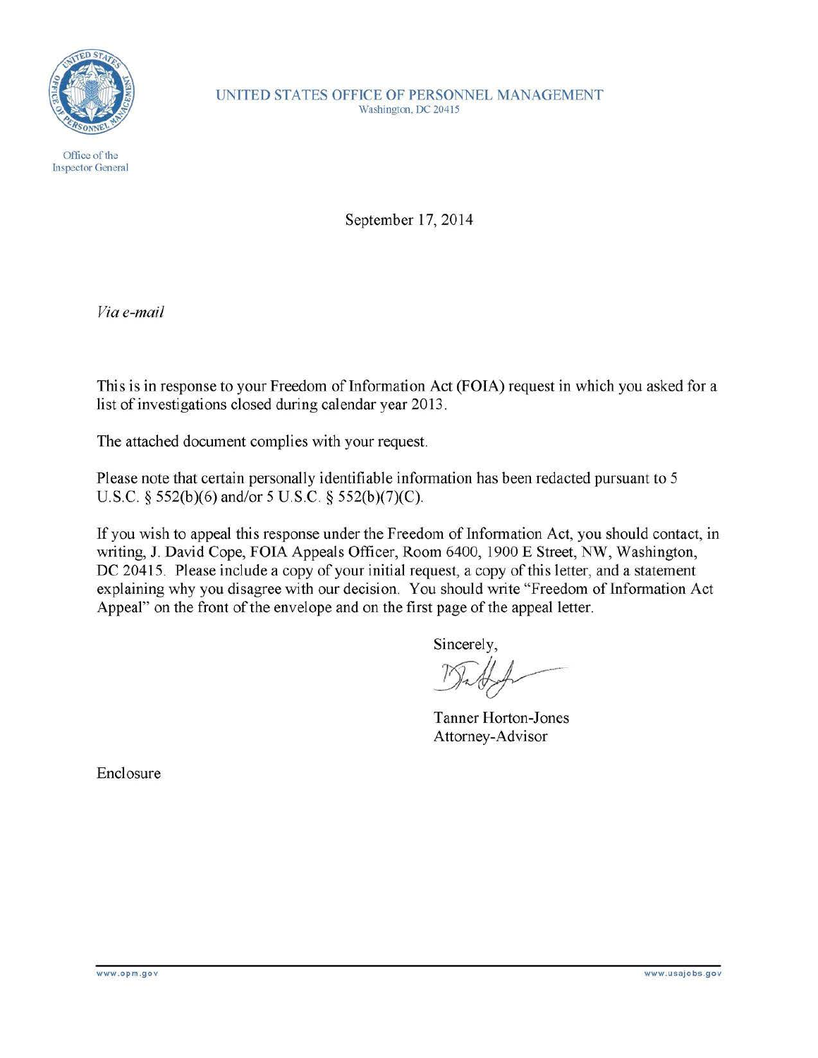UNITED STATES OFFICE OF PERSONNEL MANAGEMENT
Washington, DC 20415

Office of the Inspector General

September 17, 2014

*Via e-mail*

This is in response to your Freedom of Information Act (FOIA) request in which you asked for a list of investigations closed during calendar year 2013.

The attached document complies with your request.

Please note that certain personally identifiable information has been redacted pursuant to 5 U.S.C. § 552(b)(6) and/or 5 U.S.C. § 552(b)(7)(C).

If you wish to appeal this response under the Freedom of Information Act, you should contact, in writing, J. David Cope, FOIA Appeals Officer, Room 6400, 1900 E Street, NW, Washington, DC 20415. Please include a copy of your initial request, a copy of this letter, and a statement explaining why you disagree with our decision. You should write "Freedom of Information Act Appeal" on the front of the envelope and on the first page of the appeal letter.

Sincerely,

Tanner Horton-Jones
Attorney-Advisor

Enclosure

www.opm.gov www.usajobs.gov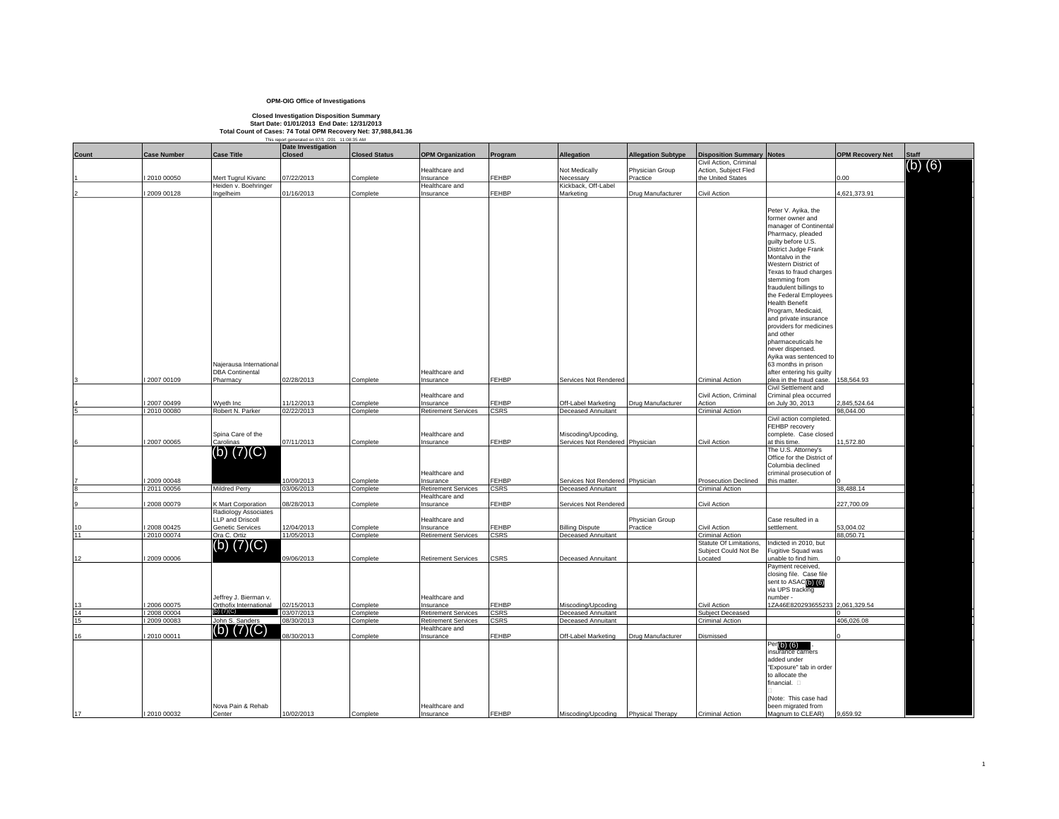**OPM-OIG Office of Investigations**

**Closed Investigation Disposition Summary**
**Start Date: 01/01/2013 End Date: 12/31/2013**
**Total Count of Cases: 74 Total OPM Recovery Net: 37,988,841.36**

This report generated on 07/1 /201 11:08:35 AM

| Count | Case Number | Case Title | Date Investigation Closed | Closed Status | OPM Organization | Program | Allegation | Allegation Subtype | Disposition Summary | Notes | OPM Recovery Net | Staff |
|---|---|---|---|---|---|---|---|---|---|---|---|---|
| 1 | I 2010 00050 | Mert Tugrul Kivanc | 07/22/2013 | Complete | Healthcare and Insurance | FEHBP | Not Medically Necessary | Physician Group Practice | Civil Action, Criminal Action, Subject Fled the United States | | 0.00 | (b) (6) |
| 2 | I 2009 00128 | Heiden v. Boehringer Ingelheim | 01/16/2013 | Complete | Healthcare and Insurance | FEHBP | Kickback, Off-Label Marketing | Drug Manufacturer | Civil Action | | 4,621,373.91 | |
| 3 | I 2007 00109 | Najerausa International DBA Continental Pharmacy | 02/28/2013 | Complete | Healthcare and Insurance | FEHBP | Services Not Rendered | | Criminal Action | Peter V. Ayika, the former owner and manager of Continental Pharmacy, pleaded guilty before U.S. District Judge Frank Montalvo in the Western District of Texas to fraud charges stemming from fraudulent billings to the Federal Employees Health Benefit Program, Medicaid, and private insurance providers for medicines and other pharmaceuticals he never dispensed. Ayika was sentenced to 63 months in prison after entering his guilty plea in the fraud case. | 158,564.93 | |
| 4 | I 2007 00499 | Wyeth Inc | 11/12/2013 | Complete | Healthcare and Insurance | FEHBP | Off-Label Marketing | Drug Manufacturer | Civil Action, Criminal Action | Civil Settlement and Criminal plea occurred on July 30, 2013 | 2,845,524.64 | |
| 5 | I 2010 00080 | Robert N. Parker | 02/22/2013 | Complete | Retirement Services | CSRS | Deceased Annuitant | | Criminal Action | | 98,044.00 | |
| 6 | I 2007 00065 | Spina Care of the Carolinas | 07/11/2013 | Complete | Healthcare and Insurance | FEHBP | Miscoding/Upcoding, Services Not Rendered | Physician | Civil Action | Civil action completed. FEHBP recovery complete. Case closed at this time. | 11,572.80 | |
| 7 | I 2009 00048 | (b) (7)(C) | 10/09/2013 | Complete | Healthcare and Insurance | FEHBP | Services Not Rendered | Physician | Prosecution Declined | The U.S. Attorney's Office for the District of Columbia declined criminal prosecution of this matter. | 0 | |
| 8 | I 2011 00056 | Mildred Perry | 03/06/2013 | Complete | Retirement Services | CSRS | Deceased Annuitant | | Criminal Action | | 38,488.14 | |
| 9 | I 2008 00079 | K Mart Corporation | 08/28/2013 | Complete | Healthcare and Insurance | FEHBP | Services Not Rendered | | Civil Action | | 227,700.09 | |
| 10 | I 2008 00425 | Radiology Associates LLP and Driscoll Genetic Services | 12/04/2013 | Complete | Healthcare and Insurance | FEHBP | Billing Dispute | Physician Group Practice | Civil Action | Case resulted in a settlement. | 53,004.02 | |
| 11 | I 2010 00074 | Ora C. Ortiz | 11/05/2013 | Complete | Retirement Services | CSRS | Deceased Annuitant | | Criminal Action | | 88,050.71 | |
| 12 | I 2009 00006 | (b) (7)(C) | 09/06/2013 | Complete | Retirement Services | CSRS | Deceased Annuitant | | Statute Of Limitations, Subject Could Not Be Located | Indicted in 2010, but Fugitive Squad was unable to find him. | 0 | |
| 13 | I 2006 00075 | Jeffrey J. Bierman v. Orthofix International | 02/15/2013 | Complete | Healthcare and Insurance | FEHBP | Miscoding/Upcoding | | Civil Action | Payment received, closing file. Case file sent to ASAC (b) (6) via UPS tracking number - 1ZA46E820293655233 | 2,061,329.54 | |
| 14 | I 2008 00004 | (b) (7)(C) | 03/07/2013 | Complete | Retirement Services | CSRS | Deceased Annuitant | | Subject Deceased | | 0 | |
| 15 | I 2009 00083 | John S. Sanders | 08/30/2013 | Complete | Retirement Services | CSRS | Deceased Annuitant | | Criminal Action | | 406,026.08 | |
| 16 | I 2010 00011 | (b) (7)(C) | 08/30/2013 | Complete | Healthcare and Insurance | FEHBP | Off-Label Marketing | Drug Manufacturer | Dismissed | | 0 | |
| 17 | I 2010 00032 | Nova Pain & Rehab Center | 10/02/2013 | Complete | Healthcare and Insurance | FEHBP | Miscoding/Upcoding | Physical Therapy | Criminal Action | Per (b) (6), insurance carriers added under "Exposure" tab in order to allocate the financial. (Note: This case had been migrated from Magnum to CLEAR) | 9,659.92 | |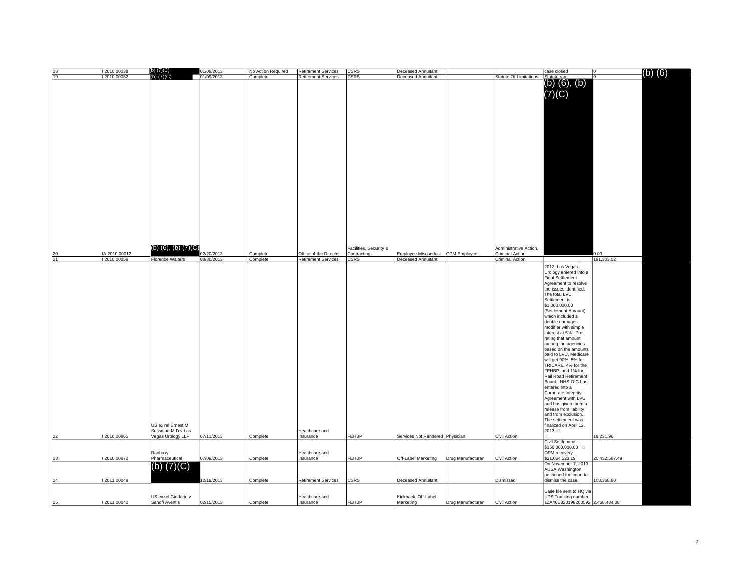| 18 | I 2010 00038 | (b) (7)(C) | 01/09/2013 | No Action Required | Retirement Services | CSRS | Deceased Annuitant | | | case closed | 0 | (b) (6) |
|---|---|---|---|---|---|---|---|---|---|---|---|---|
| 19 | I 2010 00082 | (b) (7)(C) | 01/09/2013 | Complete | Retirement Services | CSRS | Deceased Annuitant | | Statute Of Limitations | Statute ran | 0 | |
| 20 | IA 2010 00012 | (b) (6), (b) (7)(C) | 02/20/2013 | Complete | Office of the Director | Facilities, Security & Contracting | Employee Misconduct | OPM Employee | Administrative Action, Criminal Action | (b) (6), (b) (7)(C) | 0.00 | |
| 21 | I 2010 00059 | Florence Walters | 08/30/2013 | Complete | Retirement Services | CSRS | Deceased Annuitant | | Criminal Action | | 191,303.02 | |
| 22 | I 2010 00865 | US ex rel Ernest M Sussman M D v Las Vegas Urology LLP | 07/11/2013 | Complete | Healthcare and Insurance | FEHBP | Services Not Rendered | Physician | Civil Action | 2012, Las Vegas Urology entered into a Final Settlement Agreement to resolve the issues identified. The total LVU Settlement is $1,000,000.00 (Settlement Amount) which included a double damages modifier with simple interest at 5%. Pro rating that amount among the agencies based on the amounts paid to LVU, Medicare will get 90%, 5% for TRICARE, 4% for the FEHBP, and 1% for Rail Road Retirement Board. HHS-OIG has entered into a Corporate Integrity Agreement with LVU and has given them a release from liability and from exclusion. The settlement was finalized on April 12, 2013. | 19,231.96 | |
| 23 | I 2010 00872 | Ranbaxy Pharmaceutical | 07/09/2013 | Complete | Healthcare and Insurance | FEHBP | Off-Label Marketing | Drug Manufacturer | Civil Action | Civil Settlement - $350,000,000.00 OPM recovery - $21,064,523.19 | 20,432,587.49 | |
| 24 | I 2011 00049 | (b) (7)(C) | 12/19/2013 | Complete | Retirement Services | CSRS | Deceased Annuitant | | Dismissed | On November 7, 2013, AUSA Washington petitioned the court to dismiss the case. | 108,368.80 | |
| 25 | I 2011 00040 | US ex rel Giddarie v Sanofi Aventis | 02/15/2013 | Complete | Healthcare and Insurance | FEHBP | Kickback, Off-Label Marketing | Drug Manufacturer | Civil Action | Case file sent to HQ via UPS Tracking number 1ZA46E820198200592 | 2,468,484.08 | |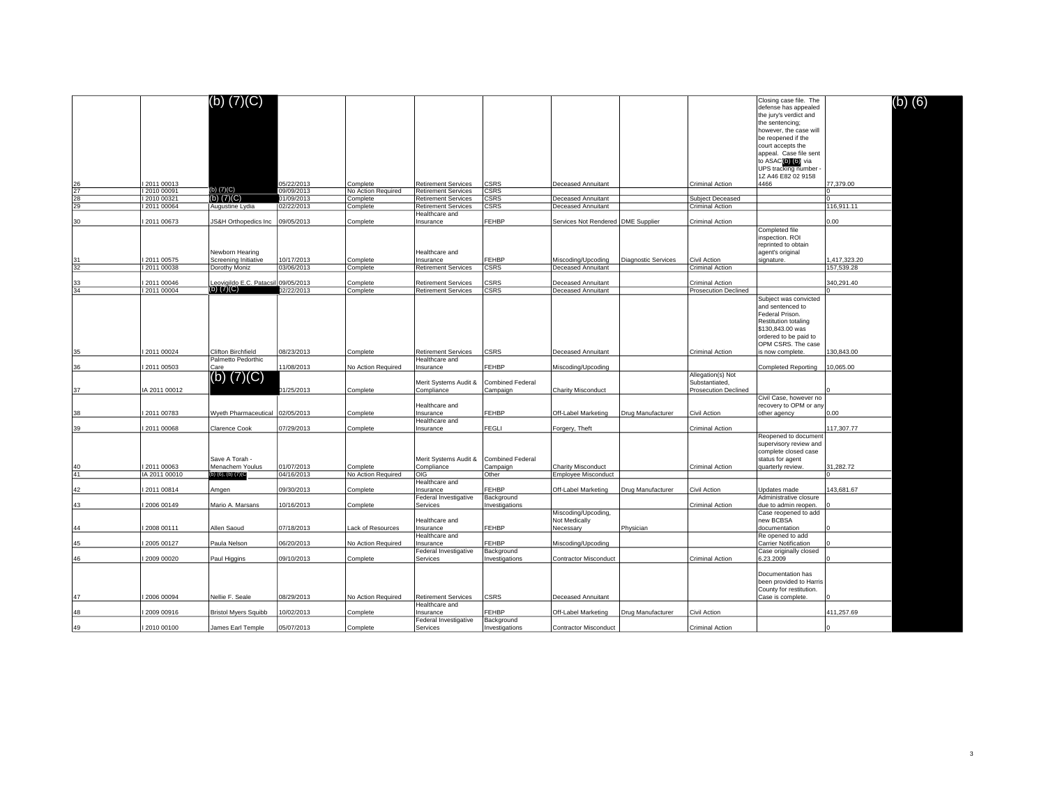| | | | | | | | | | | | | |
|---|---|---|---|---|---|---|---|---|---|---|---|---|
| 26 | I 2011 00013 | (b) (7)(C) | 05/22/2013 | Complete | Retirement Services | CSRS | Deceased Annuitant | | Criminal Action | Closing case file. The defense has appealed the jury's verdict and the sentencing; however, the case will be reopened if the court accepts the appeal. Case file sent to ASAC (b) (6) via UPS tracking number - 1Z A46 E82 02 9158 4466 | 77,379.00 | (b) (6) |
| 27 | I 2010 00091 | (b) (7)(C) | 09/09/2013 | No Action Required | Retirement Services | CSRS | | | | | 0 | |
| 28 | I 2010 00321 | (b) (7)(C) | 01/09/2013 | Complete | Retirement Services | CSRS | Deceased Annuitant | | Subject Deceased | | 0 | |
| 29 | I 2011 00064 | Augustine Lydia | 02/22/2013 | Complete | Retirement Services | CSRS | Deceased Annuitant | | Criminal Action | | 116,911.11 | |
| 30 | I 2011 00673 | JS&H Orthopedics Inc | 09/05/2013 | Complete | Healthcare and Insurance | FEHBP | Services Not Rendered | DME Supplier | Criminal Action | | 0.00 | |
| 31 | I 2011 00575 | Newborn Hearing Screening Initiative | 10/17/2013 | Complete | Healthcare and Insurance | FEHBP | Miscoding/Upcoding | Diagnostic Services | Civil Action | Completed file inspection. ROI reprinted to obtain agent's original signature. | 1,417,323.20 | |
| 32 | I 2011 00038 | Dorothy Moniz | 03/06/2013 | Complete | Retirement Services | CSRS | Deceased Annuitant | | Criminal Action | | 157,539.28 | |
| 33 | I 2011 00046 | Leovigildo E.C. Patacsil | 09/05/2013 | Complete | Retirement Services | CSRS | Deceased Annuitant | | Criminal Action | | 340,291.40 | |
| 34 | I 2011 00004 | (b) (7)(C) | 02/22/2013 | Complete | Retirement Services | CSRS | Deceased Annuitant | | Prosecution Declined | | 0 | |
| 35 | I 2011 00024 | Clifton Birchfield | 08/23/2013 | Complete | Retirement Services | CSRS | Deceased Annuitant | | Criminal Action | Subject was convicted and sentenced to Federal Prison. Restitution totaling $130,843.00 was ordered to be paid to OPM CSRS. The case is now complete. | 130,843.00 | |
| 36 | I 2011 00503 | Palmetto Pedorthic Care | 11/08/2013 | No Action Required | Healthcare and Insurance | FEHBP | Miscoding/Upcoding | | | Completed Reporting | 10,065.00 | |
| 37 | IA 2011 00012 | (b) (7)(C) | 01/25/2013 | Complete | Merit Systems Audit & Compliance | Combined Federal Campaign | Charity Misconduct | | Allegation(s) Not Substantiated, Prosecution Declined | | 0 | |
| 38 | I 2011 00783 | Wyeth Pharmaceutical | 02/05/2013 | Complete | Healthcare and Insurance | FEHBP | Off-Label Marketing | Drug Manufacturer | Civil Action | Civil Case, however no recovery to OPM or any other agency | 0.00 | |
| 39 | I 2011 00068 | Clarence Cook | 07/29/2013 | Complete | Healthcare and Insurance | FEGLI | Forgery, Theft | | Criminal Action | | 117,307.77 | |
| 40 | I 2011 00063 | Save A Torah - Menachem Youlus | 01/07/2013 | Complete | Merit Systems Audit & Compliance | Combined Federal Campaign | Charity Misconduct | | Criminal Action | Reopened to document supervisory review and complete closed case status for agent quarterly review. | 31,282.72 | |
| 41 | IA 2011 00010 | (b) (6), (b) (7)(C) | 04/16/2013 | No Action Required | OIG | Other | Employee Misconduct | | | | 0 | |
| 42 | I 2011 00814 | Amgen | 09/30/2013 | Complete | Healthcare and Insurance | FEHBP | Off-Label Marketing | Drug Manufacturer | Civil Action | Updates made | 143,681.67 | |
| 43 | I 2006 00149 | Mario A. Marsans | 10/16/2013 | Complete | Federal Investigative Services | Background Investigations | | | Criminal Action | Administrative closure due to admin reopen. | 0 | |
| 44 | I 2008 00111 | Allen Saoud | 07/18/2013 | Lack of Resources | Healthcare and Insurance | FEHBP | Miscoding/Upcoding, Not Medically Necessary | Physician | | Case reopened to add new BCBSA documentation | 0 | |
| 45 | I 2005 00127 | Paula Nelson | 06/20/2013 | No Action Required | Healthcare and Insurance | FEHBP | Miscoding/Upcoding | | | Re opened to add Carrier Notification | 0 | |
| 46 | I 2009 00020 | Paul Higgins | 09/10/2013 | Complete | Federal Investigative Services | Background Investigations | Contractor Misconduct | | Criminal Action | Case originally closed 6.23.2009 | 0 | |
| 47 | I 2006 00094 | Nellie F. Seale | 08/29/2013 | No Action Required | Retirement Services | CSRS | Deceased Annuitant | | | Documentation has been provided to Harris County for restitution. Case is complete. | 0 | |
| 48 | I 2009 00916 | Bristol Myers Squibb | 10/02/2013 | Complete | Healthcare and Insurance | FEHBP | Off-Label Marketing | Drug Manufacturer | Civil Action | | 411,257.69 | |
| 49 | I 2010 00100 | James Earl Temple | 05/07/2013 | Complete | Federal Investigative Services | Background Investigations | Contractor Misconduct | | Criminal Action | | 0 | |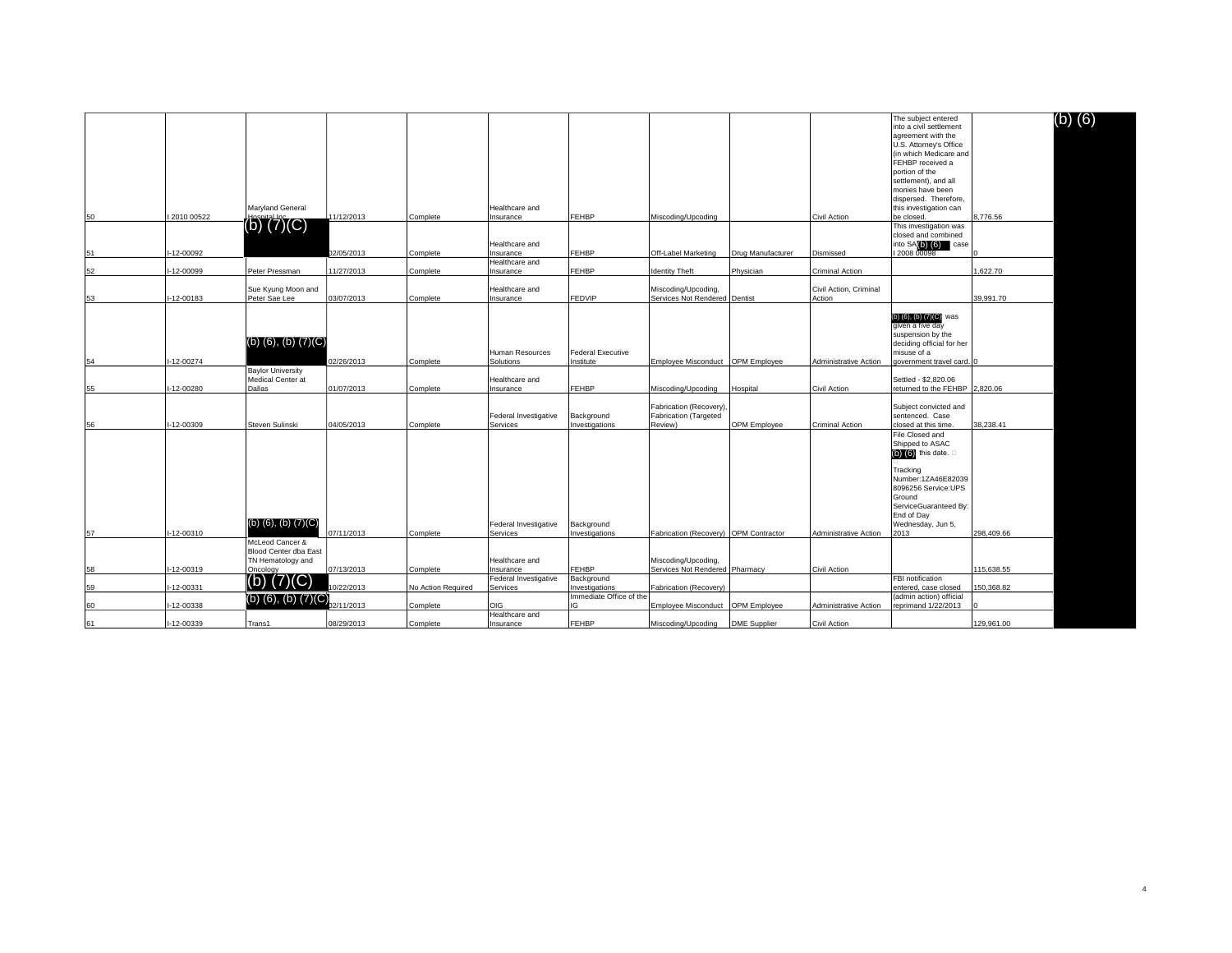| | | | | | | | | | | | | |
|---|---|---|---|---|---|---|---|---|---|---|---|---|
| 50 | I 2010 00522 | Maryland General Hospital Inc | 11/12/2013 | Complete | Healthcare and Insurance | FEHBP | Miscoding/Upcoding | | Civil Action | The subject entered into a civil settlement agreement with the U.S. Attorney's Office (in which Medicare and FEHBP received a portion of the settlement), and all monies have been dispersed. Therefore, this investigation can be closed. | 8,776.56 | (b) (6) |
| 51 | I-12-00092 | (b) (7)(C) | 02/05/2013 | Complete | Healthcare and Insurance | FEHBP | Off-Label Marketing | Drug Manufacturer | Dismissed | This investigation was closed and combined into SA (b) (6) case I 2008 00098 | 0 | |
| 52 | I-12-00099 | Peter Pressman | 11/27/2013 | Complete | Healthcare and Insurance | FEHBP | Identity Theft | Physician | Criminal Action | | 1,622.70 | |
| 53 | I-12-00183 | Sue Kyung Moon and Peter Sae Lee | 03/07/2013 | Complete | Healthcare and Insurance | FEDVIP | Miscoding/Upcoding, Services Not Rendered | Dentist | Civil Action, Criminal Action | | 39,991.70 | |
| 54 | I-12-00274 | (b) (6), (b) (7)(C) | 02/26/2013 | Complete | Human Resources Solutions | Federal Executive Institute | Employee Misconduct | OPM Employee | Administrative Action | (b) (6), (b) (7)(C) was given a five day suspension by the deciding official for her misuse of a government travel card. | 0 | |
| 55 | I-12-00280 | Baylor University Medical Center at Dallas | 01/07/2013 | Complete | Healthcare and Insurance | FEHBP | Miscoding/Upcoding | Hospital | Civil Action | Settled - $2,820.06 returned to the FEHBP | 2,820.06 | |
| 56 | I-12-00309 | Steven Sulinski | 04/05/2013 | Complete | Federal Investigative Services | Background Investigations | Fabrication (Recovery), Fabrication (Targeted Review) | OPM Employee | Criminal Action | Subject convicted and sentenced. Case closed at this time. | 38,238.41 | |
| 57 | I-12-00310 | (b) (6), (b) (7)(C) | 07/11/2013 | Complete | Federal Investigative Services | Background Investigations | Fabrication (Recovery) | OPM Contractor | Administrative Action | File Closed and Shipped to ASAC (b) (6) this date. Tracking Number:1ZA46E82039 8096256 Service:UPS Ground ServiceGuaranteed By: End of Day Wednesday, Jun 5, 2013 | 298,409.66 | |
| 58 | I-12-00319 | McLeod Cancer & Blood Center dba East TN Hematology and Oncology | 07/13/2013 | Complete | Healthcare and Insurance | FEHBP | Miscoding/Upcoding, Services Not Rendered | Pharmacy | Civil Action | | 115,638.55 | |
| 59 | I-12-00331 | (b) (7)(C) | 10/22/2013 | No Action Required | Federal Investigative Services | Background Investigations | Fabrication (Recovery) | | | FBI notification entered, case closed | 150,368.82 | |
| 60 | I-12-00338 | (b) (6), (b) (7)(C) | 02/11/2013 | Complete | OIG | Immediate Office of the IG | Employee Misconduct | OPM Employee | Administrative Action | (admin action) official reprimand 1/22/2013 | 0 | |
| 61 | I-12-00339 | Trans1 | 08/29/2013 | Complete | Healthcare and Insurance | FEHBP | Miscoding/Upcoding | DME Supplier | Civil Action | | 129,961.00 | |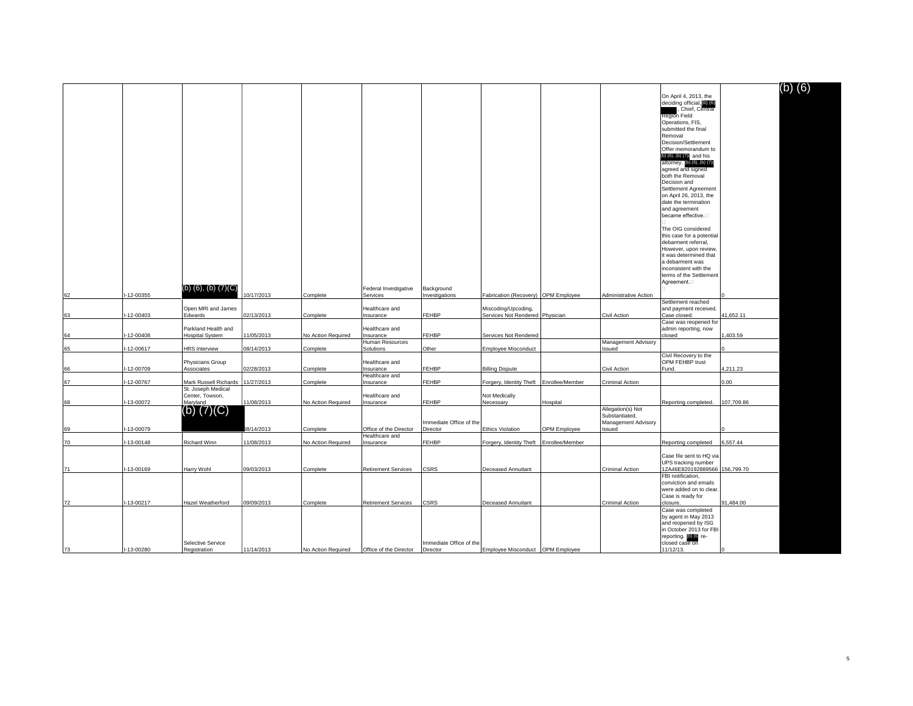| 62 | I-12-00355 | (b) (6), (b) (7)(C) | 10/17/2013 | Complete | Federal Investigative Services | Background Investigations | Fabrication (Recovery) | OPM Employee | Administrative Action | On April 4, 2013, the deciding official, (b) (6), Chief, Central Region Field Operations, FIS, submitted the final Removal Decision/Settlement Offer memorandum to (b) (6), (b) (7) and his attorney. (b) (6), (b) (7) agreed and signed both the Removal Decision and Settlement Agreement on April 26, 2013, the date the termination and agreement became effective. The OIG considered this case for a potential debarment referral, However, upon review, it was determined that a debarment was inconsistent with the terms of the Settlement Agreement. | 0 | (b) (6) |
|---|---|---|---|---|---|---|---|---|---|---|---|---|
| 63 | I-12-00403 | Open MRI and James Edwards | 02/13/2013 | Complete | Healthcare and Insurance | FEHBP | Miscoding/Upcoding, Services Not Rendered | Physician | Civil Action | Settlement reached and payment received. Case closed. | 41,652.11 | |
| 64 | I-12-00408 | Parkland Health and Hospital System | 11/05/2013 | No Action Required | Healthcare and Insurance | FEHBP | Services Not Rendered | | | Case was reopened for admin reporting, now closed | 1,403.59 | |
| 65 | I-12-00617 | HRS Interview | 08/14/2013 | Complete | Human Resources Solutions | Other | Employee Misconduct | | Management Advisory Issued | | 0 | |
| 66 | I-12-00709 | Physicians Group Associates | 02/28/2013 | Complete | Healthcare and Insurance | FEHBP | Billing Dispute | | Civil Action | Civil Recovery to the OPM FEHBP trust Fund. | 4,211.23 | |
| 67 | I-12-00767 | Mark Russell Richards | 11/27/2013 | Complete | Healthcare and Insurance | FEHBP | Forgery, Identity Theft | Enrollee/Member | Criminal Action | | 0.00 | |
| 68 | I-13-00072 | St. Joseph Medical Center, Towson, Maryland | 11/08/2013 | No Action Required | Healthcare and Insurance | FEHBP | Not Medically Necessary | Hospital | | Reporting completed. | 107,709.86 | |
| 69 | I-13-00079 | (b) (7)(C) | 08/14/2013 | Complete | Office of the Director | Immediate Office of the Director | Ethics Violation | OPM Employee | Allegation(s) Not Substantiated, Management Advisory Issued | | 0 | |
| 70 | I-13-00148 | Richard Winn | 11/08/2013 | No Action Required | Healthcare and Insurance | FEHBP | Forgery, Identity Theft | Enrollee/Member | | Reporting completed | 6,557.44 | |
| 71 | I-13-00169 | Harry Wohl | 09/03/2013 | Complete | Retirement Services | CSRS | Deceased Annuitant | | Criminal Action | Case file sent to HQ via UPS tracking number 1ZA46E820192889566 | 156,799.70 | |
| 72 | I-13-00217 | Hazel Weatherford | 09/09/2013 | Complete | Retirement Services | CSRS | Deceased Annuitant | | Criminal Action | FBI notification, conviction and emails were added on to clear. Case is ready for closure. | 91,484.00 | |
| 73 | I-13-00280 | Selective Service Registration | 11/14/2013 | No Action Required | Office of the Director | Immediate Office of the Director | Employee Misconduct | OPM Employee | | Case was completed by agent in May 2013 and reopened by ISG in October 2013 for FBI reporting. (b) (6) re-closed case on 11/12/13. | 0 | |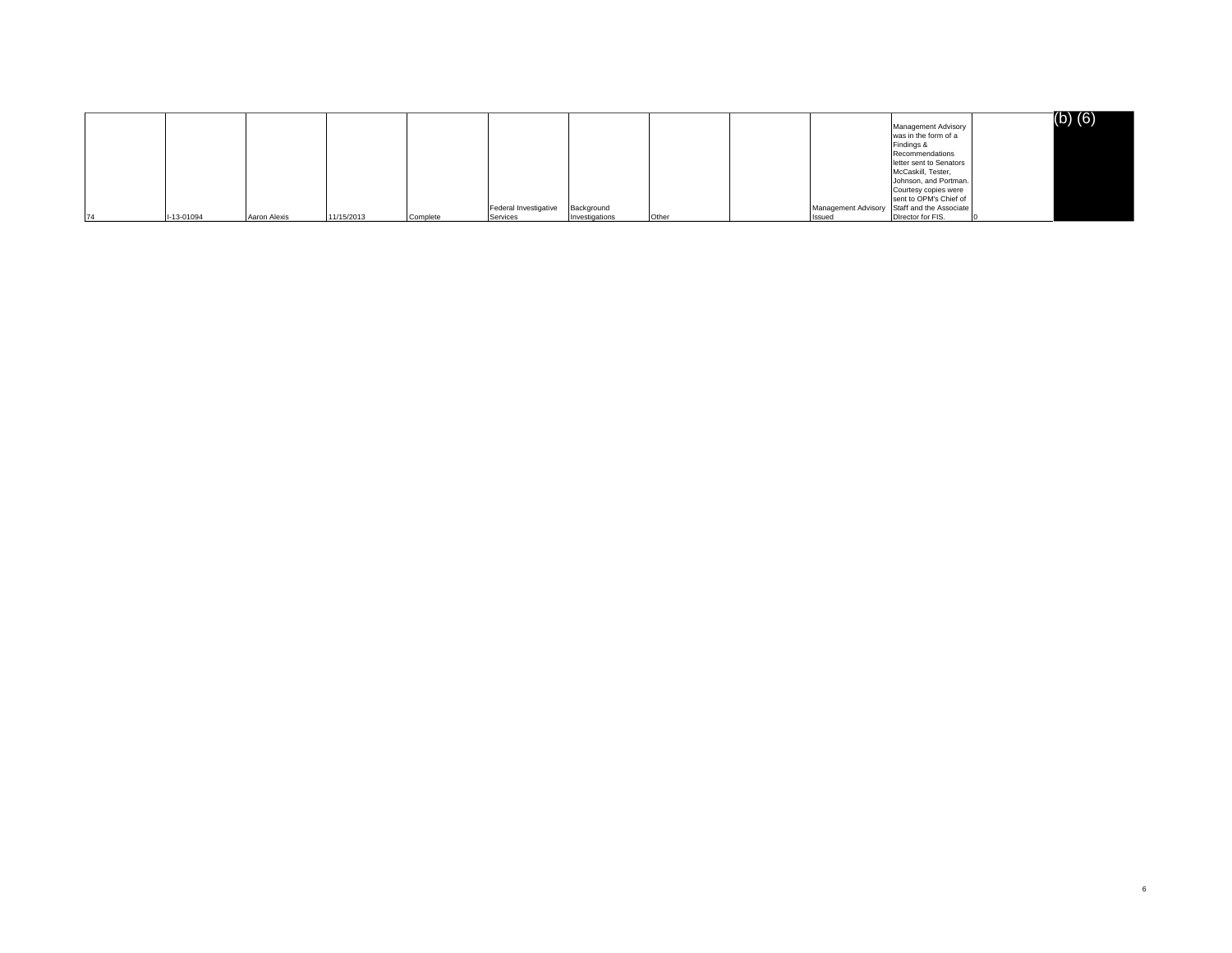| | | | | | | | | | | | | | |
|---|---|---|---|---|---|---|---|---|---|---|---|---|---|
| 74 | I-13-01094 | Aaron Alexis | 11/15/2013 | Complete | Federal Investigative Services | Background Investigations | Other | | Management Advisory Issued | Management Advisory was in the form of a Findings & Recommendations letter sent to Senators McCaskill, Tester, Johnson, and Portman. Courtesy copies were sent to OPM's Chief of Staff and the Associate DIrector for FIS. | 0 | (b) (6) |